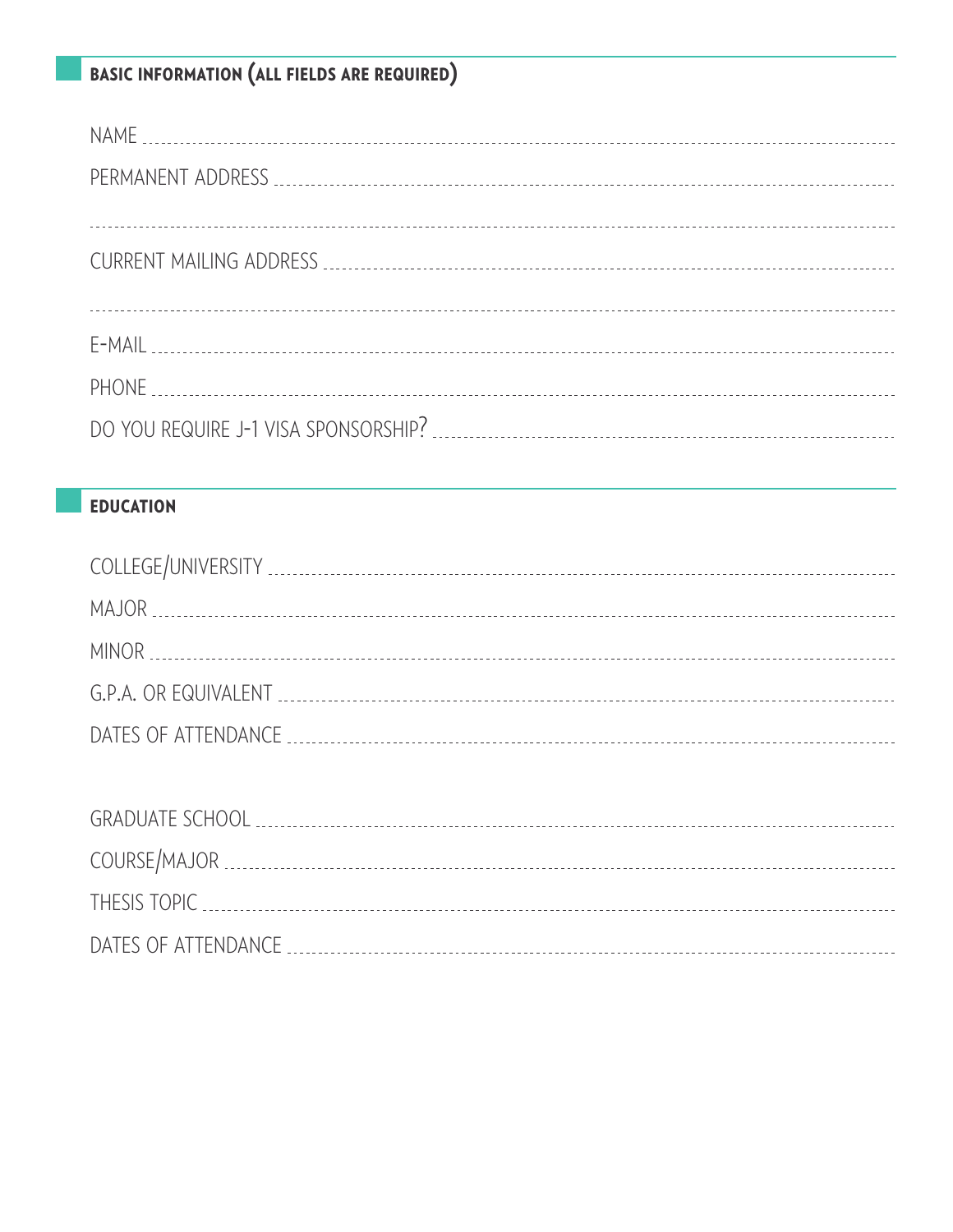## BASIC INFORMATION (ALL FIELDS ARE REQUIRED)

NAME

PERMANENT ADDRESS

CURRENT MAILING ADDRESS

E-MAIL

PHONE

DO YOU REQUIRE J-1 VISA SPONSORSHIP?

## EDUCATION

COLLEGE/UNIVERSITY

MAJOR

MINOR

G.P.A. OR EQUIVALENT

DATES OF ATTENDANCE

GRADUATE SCHOOL

COURSE/MAJOR

THESIS TOPIC

DATES OF ATTENDANCE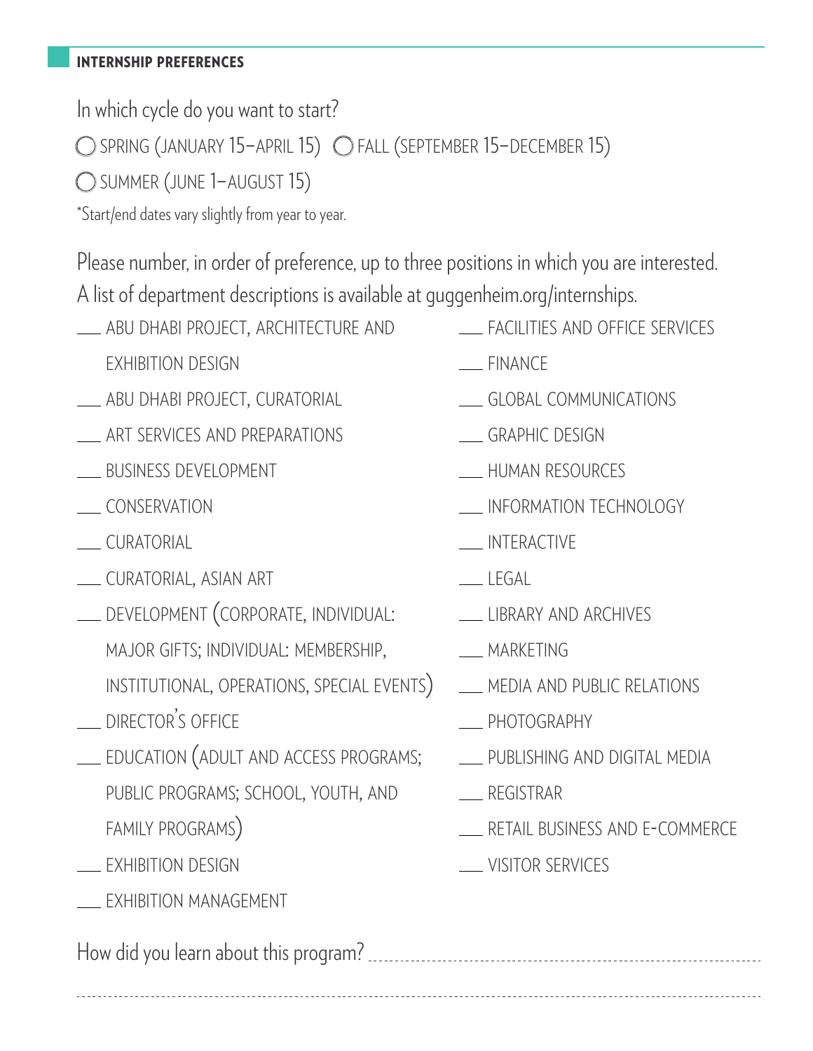## INTERNSHIP PREFERENCES

In which cycle do you want to start?

◯ SPRING (JANUARY 15–APRIL 15) ◯ FALL (SEPTEMBER 15–DECEMBER 15)

◯ SUMMER (JUNE 1–AUGUST 15)

*Start/end dates vary slightly from year to year.

Please number, in order of preference, up to three positions in which you are interested. A list of department descriptions is available at guggenheim.org/internships.

- ___ ABU DHABI PROJECT, ARCHITECTURE AND EXHIBITION DESIGN
- ___ ABU DHABI PROJECT, CURATORIAL
- ___ ART SERVICES AND PREPARATIONS
- ___ BUSINESS DEVELOPMENT
- ___ CONSERVATION
- ___ CURATORIAL
- ___ CURATORIAL, ASIAN ART
- ___ DEVELOPMENT (CORPORATE, INDIVIDUAL: MAJOR GIFTS; INDIVIDUAL: MEMBERSHIP, INSTITUTIONAL, OPERATIONS, SPECIAL EVENTS)
- ___ DIRECTOR'S OFFICE
- ___ EDUCATION (ADULT AND ACCESS PROGRAMS; PUBLIC PROGRAMS; SCHOOL, YOUTH, AND FAMILY PROGRAMS)
- ___ EXHIBITION DESIGN
- ___ EXHIBITION MANAGEMENT
- ___ FACILITIES AND OFFICE SERVICES
- ___ FINANCE
- ___ GLOBAL COMMUNICATIONS
- ___ GRAPHIC DESIGN
- ___ HUMAN RESOURCES
- ___ INFORMATION TECHNOLOGY
- ___ INTERACTIVE
- ___ LEGAL
- ___ LIBRARY AND ARCHIVES
- ___ MARKETING
- ___ MEDIA AND PUBLIC RELATIONS
- ___ PHOTOGRAPHY
- ___ PUBLISHING AND DIGITAL MEDIA
- ___ REGISTRAR
- ___ RETAIL BUSINESS AND E-COMMERCE
- ___ VISITOR SERVICES

How did you learn about this program? ..............................................................................

.......................................................................................................................................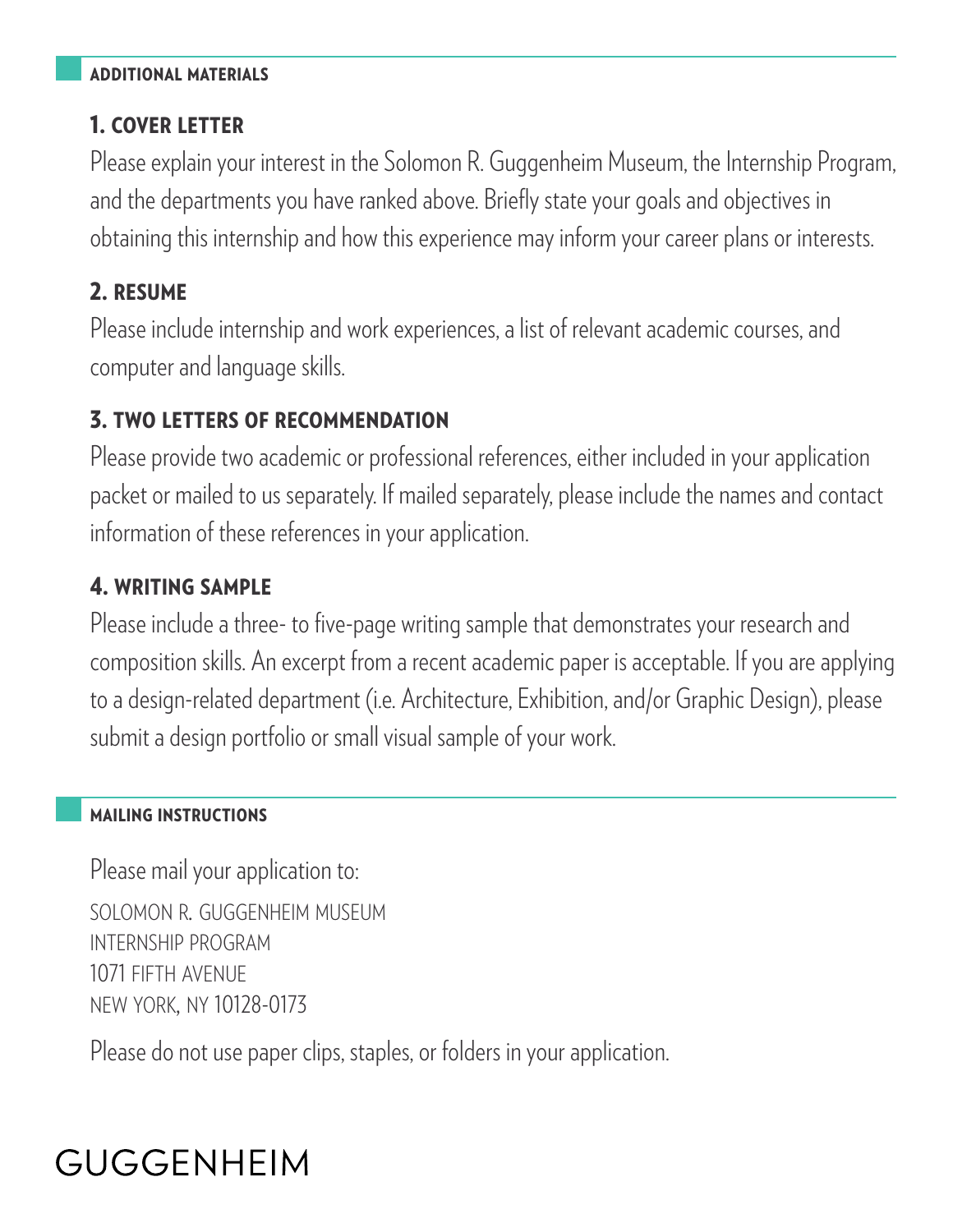## ADDITIONAL MATERIALS

### 1. COVER LETTER

Please explain your interest in the Solomon R. Guggenheim Museum, the Internship Program, and the departments you have ranked above. Briefly state your goals and objectives in obtaining this internship and how this experience may inform your career plans or interests.

### 2. RESUME

Please include internship and work experiences, a list of relevant academic courses, and computer and language skills.

### 3. TWO LETTERS OF RECOMMENDATION

Please provide two academic or professional references, either included in your application packet or mailed to us separately. If mailed separately, please include the names and contact information of these references in your application.

### 4. WRITING SAMPLE

Please include a three- to five-page writing sample that demonstrates your research and composition skills. An excerpt from a recent academic paper is acceptable. If you are applying to a design-related department (i.e. Architecture, Exhibition, and/or Graphic Design), please submit a design portfolio or small visual sample of your work.

## MAILING INSTRUCTIONS

Please mail your application to:

SOLOMON R. GUGGENHEIM MUSEUM
INTERNSHIP PROGRAM
1071 FIFTH AVENUE
NEW YORK, NY 10128-0173

Please do not use paper clips, staples, or folders in your application.

GUGGENHEIM